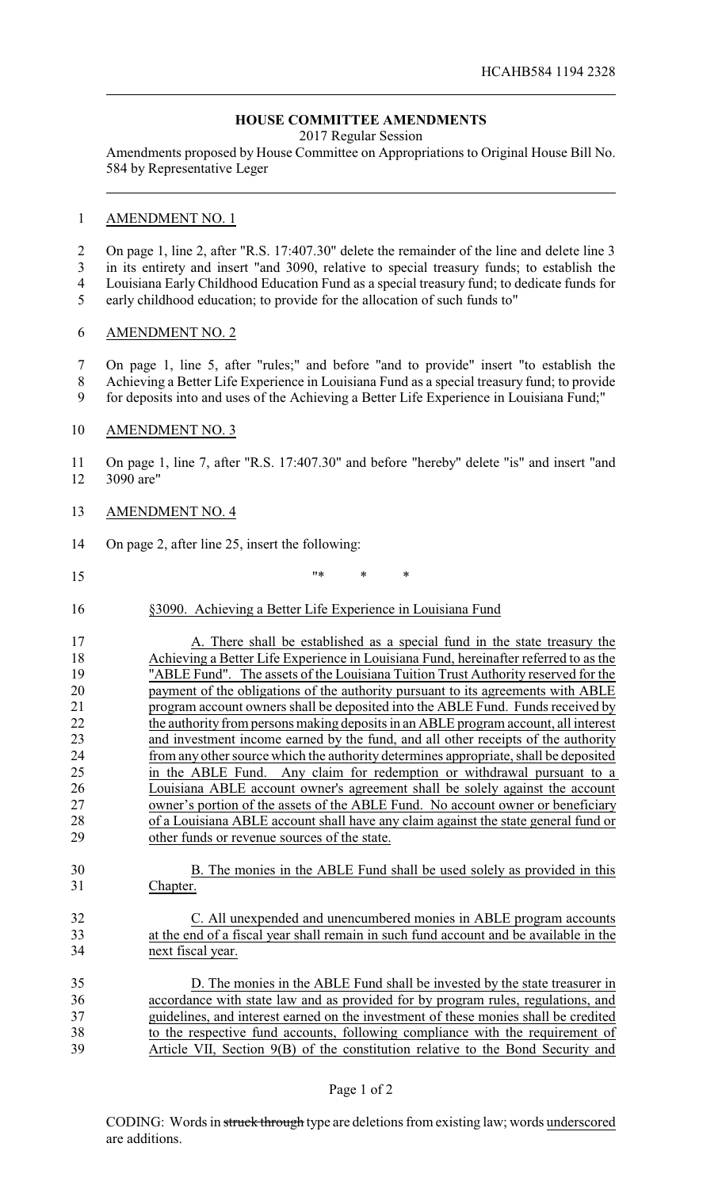HCAHB584 1194 2328

## HOUSE COMMITTEE AMENDMENTS

2017 Regular Session

Amendments proposed by House Committee on Appropriations to Original House Bill No. 584 by Representative Leger

AMENDMENT NO. 1

On page 1, line 2, after "R.S. 17:407.30" delete the remainder of the line and delete line 3 in its entirety and insert "and 3090, relative to special treasury funds; to establish the Louisiana Early Childhood Education Fund as a special treasury fund; to dedicate funds for early childhood education; to provide for the allocation of such funds to"

AMENDMENT NO. 2

On page 1, line 5, after "rules;" and before "and to provide" insert "to establish the Achieving a Better Life Experience in Louisiana Fund as a special treasury fund; to provide for deposits into and uses of the Achieving a Better Life Experience in Louisiana Fund;"

AMENDMENT NO. 3

On page 1, line 7, after "R.S. 17:407.30" and before "hereby" delete "is" and insert "and 3090 are"

AMENDMENT NO. 4

On page 2, after line 25, insert the following:

"* * *

§3090. Achieving a Better Life Experience in Louisiana Fund

A. There shall be established as a special fund in the state treasury the Achieving a Better Life Experience in Louisiana Fund, hereinafter referred to as the "ABLE Fund". The assets of the Louisiana Tuition Trust Authority reserved for the payment of the obligations of the authority pursuant to its agreements with ABLE program account owners shall be deposited into the ABLE Fund. Funds received by the authority from persons making deposits in an ABLE program account, all interest and investment income earned by the fund, and all other receipts of the authority from any other source which the authority determines appropriate, shall be deposited in the ABLE Fund. Any claim for redemption or withdrawal pursuant to a Louisiana ABLE account owner's agreement shall be solely against the account owner's portion of the assets of the ABLE Fund. No account owner or beneficiary of a Louisiana ABLE account shall have any claim against the state general fund or other funds or revenue sources of the state.

B. The monies in the ABLE Fund shall be used solely as provided in this Chapter.

C. All unexpended and unencumbered monies in ABLE program accounts at the end of a fiscal year shall remain in such fund account and be available in the next fiscal year.

D. The monies in the ABLE Fund shall be invested by the state treasurer in accordance with state law and as provided for by program rules, regulations, and guidelines, and interest earned on the investment of these monies shall be credited to the respective fund accounts, following compliance with the requirement of Article VII, Section 9(B) of the constitution relative to the Bond Security and

CODING: Words in ~~struck through~~ type are deletions from existing law; words underscored are additions.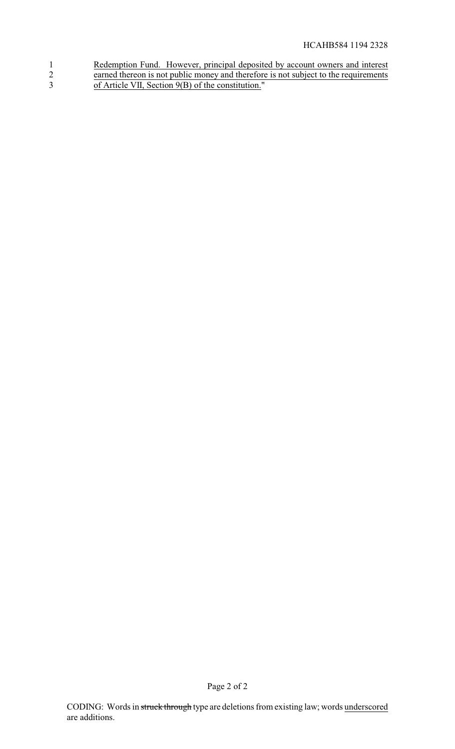1 Redemption Fund. However, principal deposited by account owners and interest
2 earned thereon is not public money and therefore is not subject to the requirements
3 of Article VII, Section 9(B) of the constitution."

CODING: Words in struck through type are deletions from existing law; words underscored are additions.